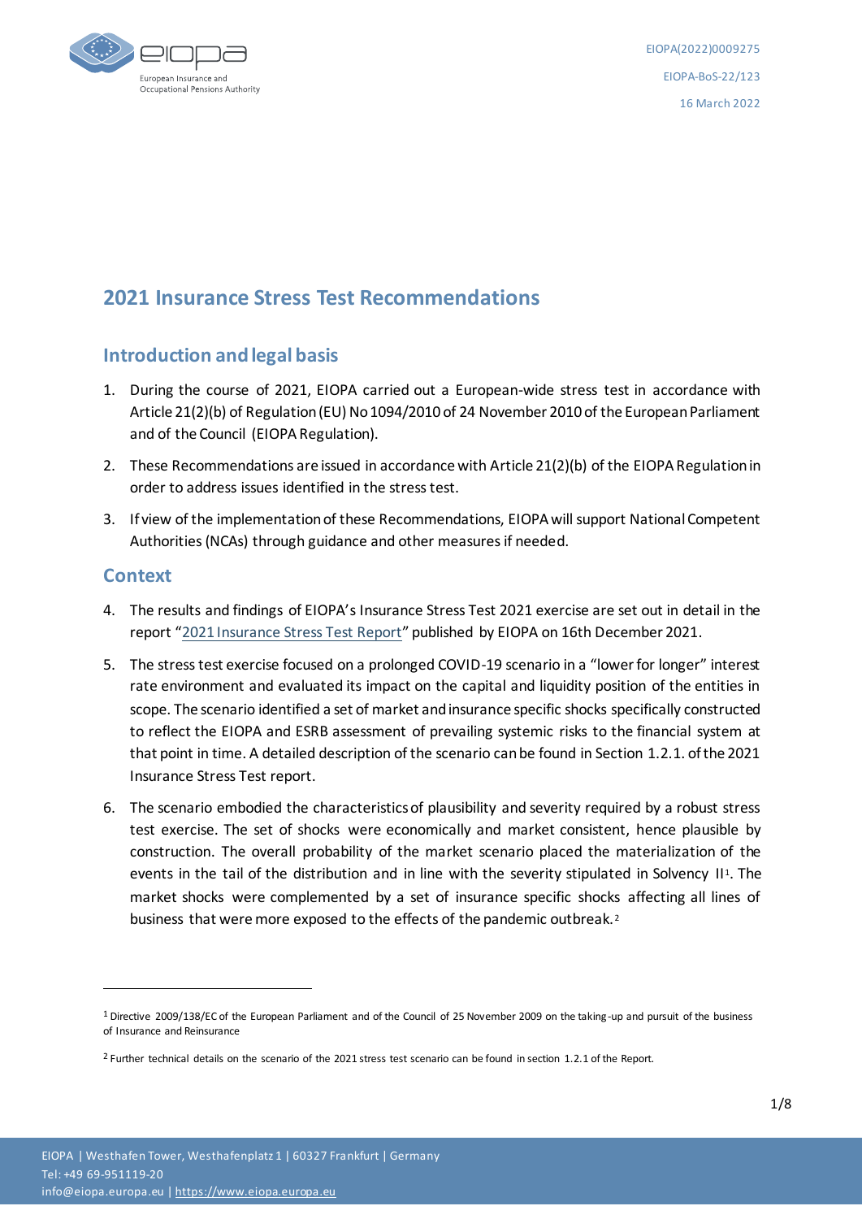EIOPA(2022)0009275

EIOPA-BoS-22/123

16 March 2022

# 2021 Insurance Stress Test Recommendations

## Introduction and legal basis

1. During the course of 2021, EIOPA carried out a European-wide stress test in accordance with Article 21(2)(b) of Regulation (EU) No 1094/2010 of 24 November 2010 of the European Parliament and of the Council (EIOPA Regulation).
2. These Recommendations are issued in accordance with Article 21(2)(b) of the EIOPA Regulation in order to address issues identified in the stress test.
3. If view of the implementation of these Recommendations, EIOPA will support National Competent Authorities (NCAs) through guidance and other measures if needed.

## Context

4. The results and findings of EIOPA's Insurance Stress Test 2021 exercise are set out in detail in the report "2021 Insurance Stress Test Report" published by EIOPA on 16th December 2021.
5. The stress test exercise focused on a prolonged COVID-19 scenario in a "lower for longer" interest rate environment and evaluated its impact on the capital and liquidity position of the entities in scope. The scenario identified a set of market and insurance specific shocks specifically constructed to reflect the EIOPA and ESRB assessment of prevailing systemic risks to the financial system at that point in time. A detailed description of the scenario can be found in Section 1.2.1. of the 2021 Insurance Stress Test report.
6. The scenario embodied the characteristics of plausibility and severity required by a robust stress test exercise. The set of shocks were economically and market consistent, hence plausible by construction. The overall probability of the market scenario placed the materialization of the events in the tail of the distribution and in line with the severity stipulated in Solvency II[1]. The market shocks were complemented by a set of insurance specific shocks affecting all lines of business that were more exposed to the effects of the pandemic outbreak.[2]

[1] Directive 2009/138/EC of the European Parliament and of the Council of 25 November 2009 on the taking-up and pursuit of the business of Insurance and Reinsurance

[2] Further technical details on the scenario of the 2021 stress test scenario can be found in section 1.2.1 of the Report.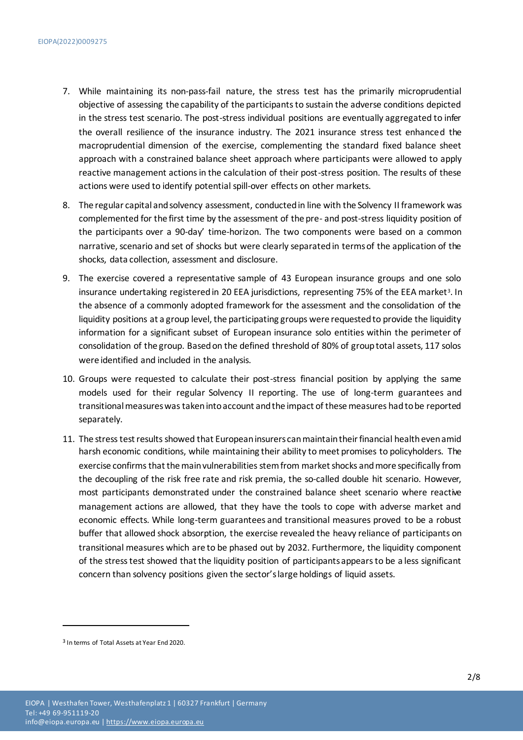7. While maintaining its non-pass-fail nature, the stress test has the primarily microprudential objective of assessing the capability of the participants to sustain the adverse conditions depicted in the stress test scenario. The post-stress individual positions are eventually aggregated to infer the overall resilience of the insurance industry. The 2021 insurance stress test enhanced the macroprudential dimension of the exercise, complementing the standard fixed balance sheet approach with a constrained balance sheet approach where participants were allowed to apply reactive management actions in the calculation of their post-stress position. The results of these actions were used to identify potential spill-over effects on other markets.

8. The regular capital and solvency assessment, conducted in line with the Solvency II framework was complemented for the first time by the assessment of the pre- and post-stress liquidity position of the participants over a 90-day' time-horizon. The two components were based on a common narrative, scenario and set of shocks but were clearly separated in terms of the application of the shocks, data collection, assessment and disclosure.

9. The exercise covered a representative sample of 43 European insurance groups and one solo insurance undertaking registered in 20 EEA jurisdictions, representing 75% of the EEA market[3]. In the absence of a commonly adopted framework for the assessment and the consolidation of the liquidity positions at a group level, the participating groups were requested to provide the liquidity information for a significant subset of European insurance solo entities within the perimeter of consolidation of the group. Based on the defined threshold of 80% of group total assets, 117 solos were identified and included in the analysis.

10. Groups were requested to calculate their post-stress financial position by applying the same models used for their regular Solvency II reporting. The use of long-term guarantees and transitional measures was taken into account and the impact of these measures had to be reported separately.

11. The stress test results showed that European insurers can maintain their financial health even amid harsh economic conditions, while maintaining their ability to meet promises to policyholders. The exercise confirms that the main vulnerabilities stem from market shocks and more specifically from the decoupling of the risk free rate and risk premia, the so-called double hit scenario. However, most participants demonstrated under the constrained balance sheet scenario where reactive management actions are allowed, that they have the tools to cope with adverse market and economic effects. While long-term guarantees and transitional measures proved to be a robust buffer that allowed shock absorption, the exercise revealed the heavy reliance of participants on transitional measures which are to be phased out by 2032. Furthermore, the liquidity component of the stress test showed that the liquidity position of participants appears to be a less significant concern than solvency positions given the sector's large holdings of liquid assets.

[3] In terms of Total Assets at Year End 2020.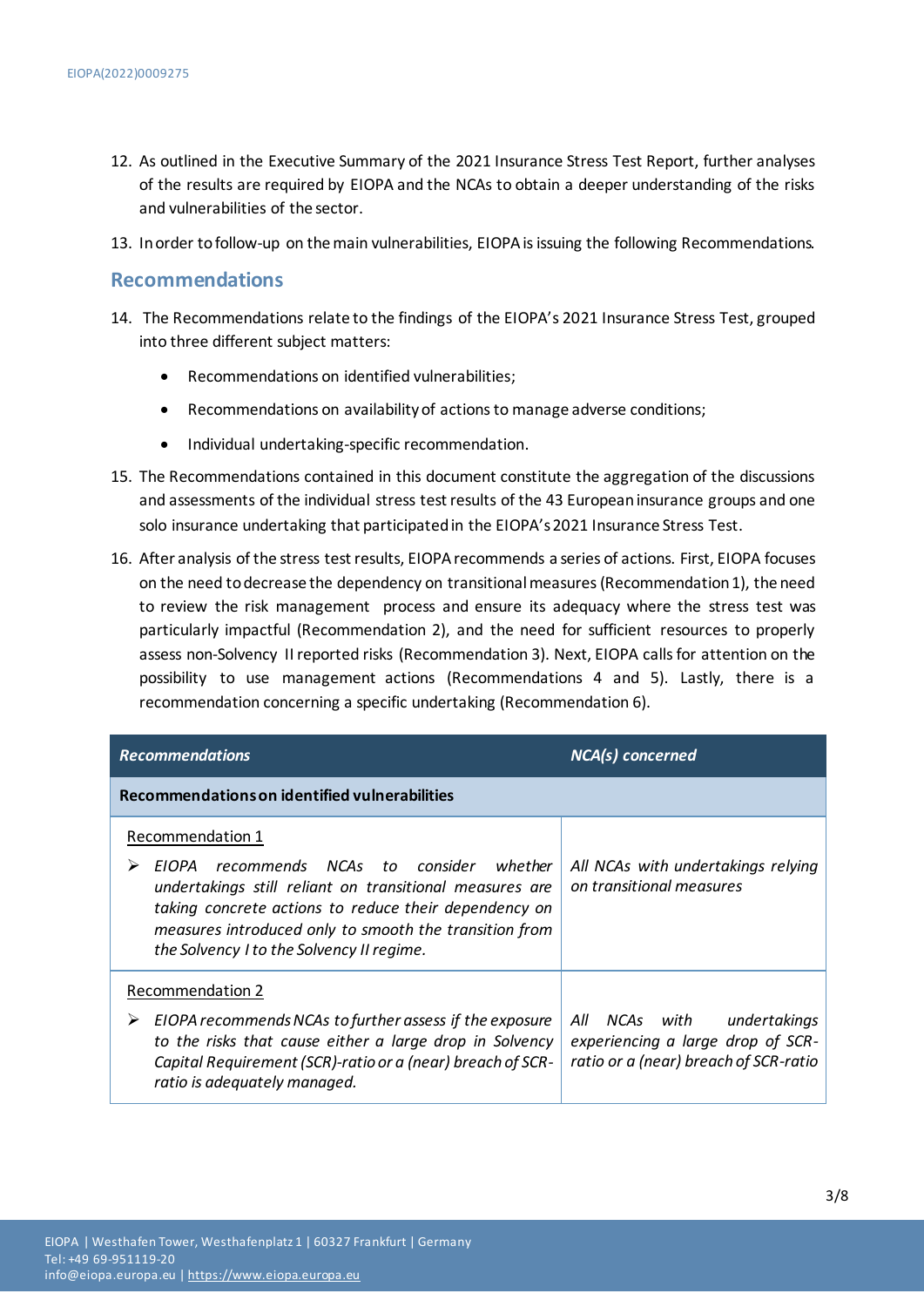12. As outlined in the Executive Summary of the 2021 Insurance Stress Test Report, further analyses of the results are required by EIOPA and the NCAs to obtain a deeper understanding of the risks and vulnerabilities of the sector.

13. In order to follow-up on the main vulnerabilities, EIOPA is issuing the following Recommendations.

## Recommendations

14. The Recommendations relate to the findings of the EIOPA's 2021 Insurance Stress Test, grouped into three different subject matters:

    - Recommendations on identified vulnerabilities;
    - Recommendations on availability of actions to manage adverse conditions;
    - Individual undertaking-specific recommendation.

15. The Recommendations contained in this document constitute the aggregation of the discussions and assessments of the individual stress test results of the 43 European insurance groups and one solo insurance undertaking that participated in the EIOPA's 2021 Insurance Stress Test.

16. After analysis of the stress test results, EIOPA recommends a series of actions. First, EIOPA focuses on the need to decrease the dependency on transitional measures (Recommendation 1), the need to review the risk management process and ensure its adequacy where the stress test was particularly impactful (Recommendation 2), and the need for sufficient resources to properly assess non-Solvency II reported risks (Recommendation 3). Next, EIOPA calls for attention on the possibility to use management actions (Recommendations 4 and 5). Lastly, there is a recommendation concerning a specific undertaking (Recommendation 6).

| ***Recommendations*** | ***NCA(s) concerned*** |
|---|---|
| **Recommendations on identified vulnerabilities** | |
| Recommendation 1<br>➢ *EIOPA recommends NCAs to consider whether undertakings still reliant on transitional measures are taking concrete actions to reduce their dependency on measures introduced only to smooth the transition from the Solvency I to the Solvency II regime.* | *All NCAs with undertakings relying on transitional measures* |
| Recommendation 2<br>➢ *EIOPA recommends NCAs to further assess if the exposure to the risks that cause either a large drop in Solvency Capital Requirement (SCR)-ratio or a (near) breach of SCR-ratio is adequately managed.* | *All NCAs with undertakings experiencing a large drop of SCR-ratio or a (near) breach of SCR-ratio* |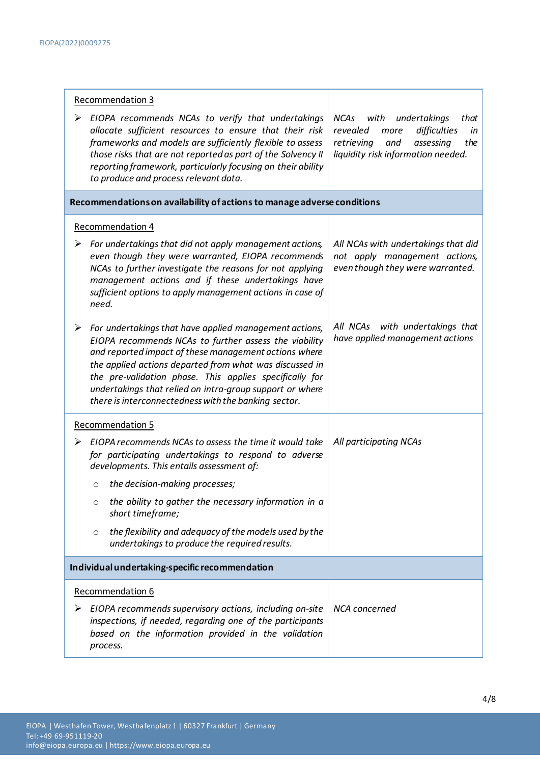| Recommendation | Addressees |
|---|---|
| Recommendation 3<br><br>➢ *EIOPA recommends NCAs to verify that undertakings allocate sufficient resources to ensure that their risk frameworks and models are sufficiently flexible to assess those risks that are not reported as part of the Solvency II reporting framework, particularly focusing on their ability to produce and process relevant data.* | *NCAs with undertakings that revealed more difficulties in retrieving and assessing the liquidity risk information needed.* |
| **Recommendations on availability of actions to manage adverse conditions** | |
| Recommendation 4<br><br>➢ *For undertakings that did not apply management actions, even though they were warranted, EIOPA recommends NCAs to further investigate the reasons for not applying management actions and if these undertakings have sufficient options to apply management actions in case of need.* | *All NCAs with undertakings that did not apply management actions, even though they were warranted.* |
| ➢ *For undertakings that have applied management actions, EIOPA recommends NCAs to further assess the viability and reported impact of these management actions where the applied actions departed from what was discussed in the pre-validation phase. This applies specifically for undertakings that relied on intra-group support or where there is interconnectedness with the banking sector.* | *All NCAs with undertakings that have applied management actions* |
| Recommendation 5<br><br>➢ *EIOPA recommends NCAs to assess the time it would take for participating undertakings to respond to adverse developments. This entails assessment of:*<br>○ *the decision-making processes;*<br>○ *the ability to gather the necessary information in a short timeframe;*<br>○ *the flexibility and adequacy of the models used by the undertakings to produce the required results.* | *All participating NCAs* |
| **Individual undertaking-specific recommendation** | |
| Recommendation 6<br><br>➢ *EIOPA recommends supervisory actions, including on-site inspections, if needed, regarding one of the participants based on the information provided in the validation process.* | *NCA concerned* |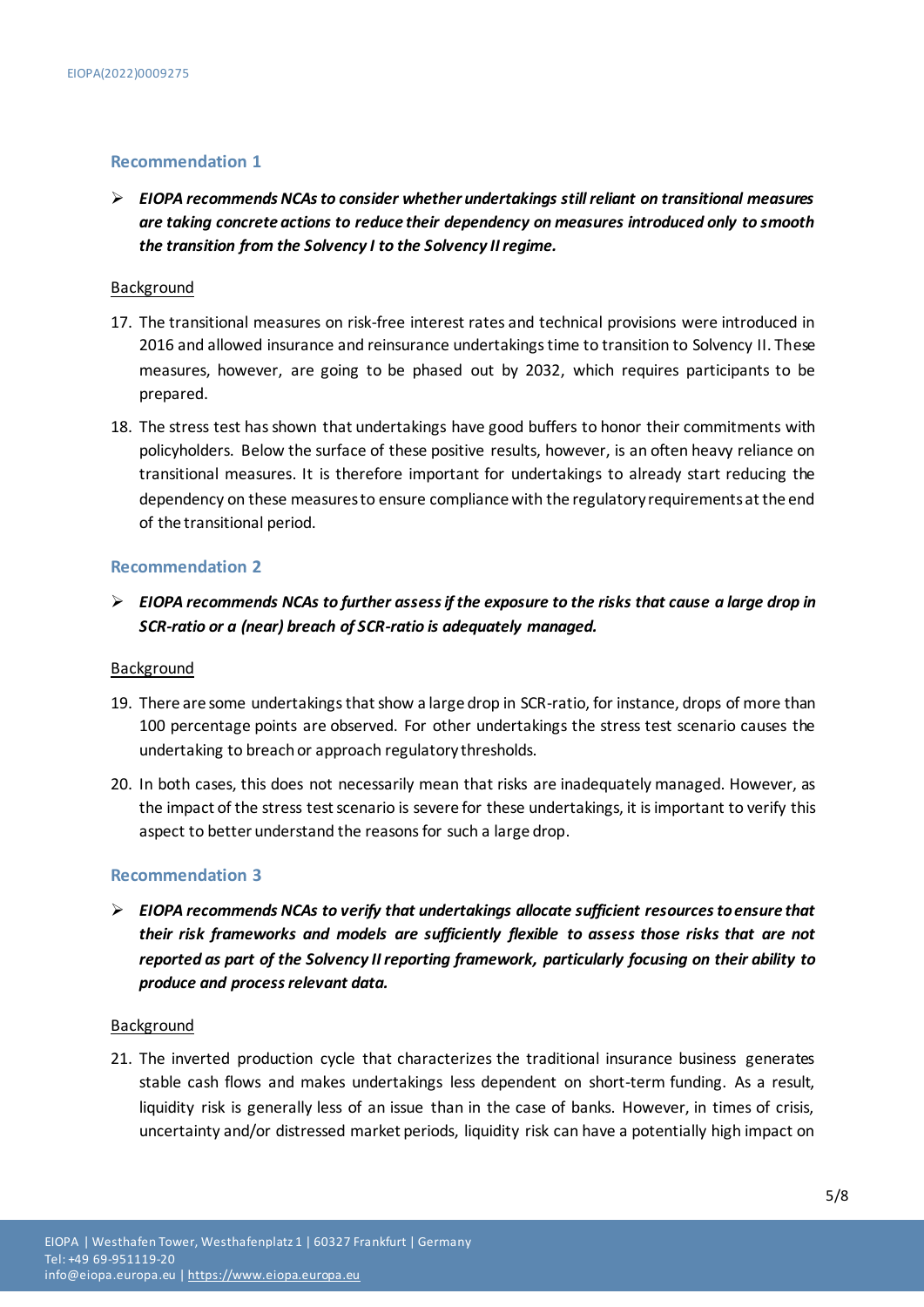### Recommendation 1

- ***EIOPA recommends NCAs to consider whether undertakings still reliant on transitional measures are taking concrete actions to reduce their dependency on measures introduced only to smooth the transition from the Solvency I to the Solvency II regime.***

Background

17. The transitional measures on risk-free interest rates and technical provisions were introduced in 2016 and allowed insurance and reinsurance undertakings time to transition to Solvency II. These measures, however, are going to be phased out by 2032, which requires participants to be prepared.
18. The stress test has shown that undertakings have good buffers to honor their commitments with policyholders. Below the surface of these positive results, however, is an often heavy reliance on transitional measures. It is therefore important for undertakings to already start reducing the dependency on these measures to ensure compliance with the regulatory requirements at the end of the transitional period.

### Recommendation 2

- ***EIOPA recommends NCAs to further assess if the exposure to the risks that cause a large drop in SCR-ratio or a (near) breach of SCR-ratio is adequately managed.***

Background

19. There are some undertakings that show a large drop in SCR-ratio, for instance, drops of more than 100 percentage points are observed. For other undertakings the stress test scenario causes the undertaking to breach or approach regulatory thresholds.
20. In both cases, this does not necessarily mean that risks are inadequately managed. However, as the impact of the stress test scenario is severe for these undertakings, it is important to verify this aspect to better understand the reasons for such a large drop.

### Recommendation 3

- ***EIOPA recommends NCAs to verify that undertakings allocate sufficient resources to ensure that their risk frameworks and models are sufficiently flexible to assess those risks that are not reported as part of the Solvency II reporting framework, particularly focusing on their ability to produce and process relevant data.***

Background

21. The inverted production cycle that characterizes the traditional insurance business generates stable cash flows and makes undertakings less dependent on short-term funding. As a result, liquidity risk is generally less of an issue than in the case of banks. However, in times of crisis, uncertainty and/or distressed market periods, liquidity risk can have a potentially high impact on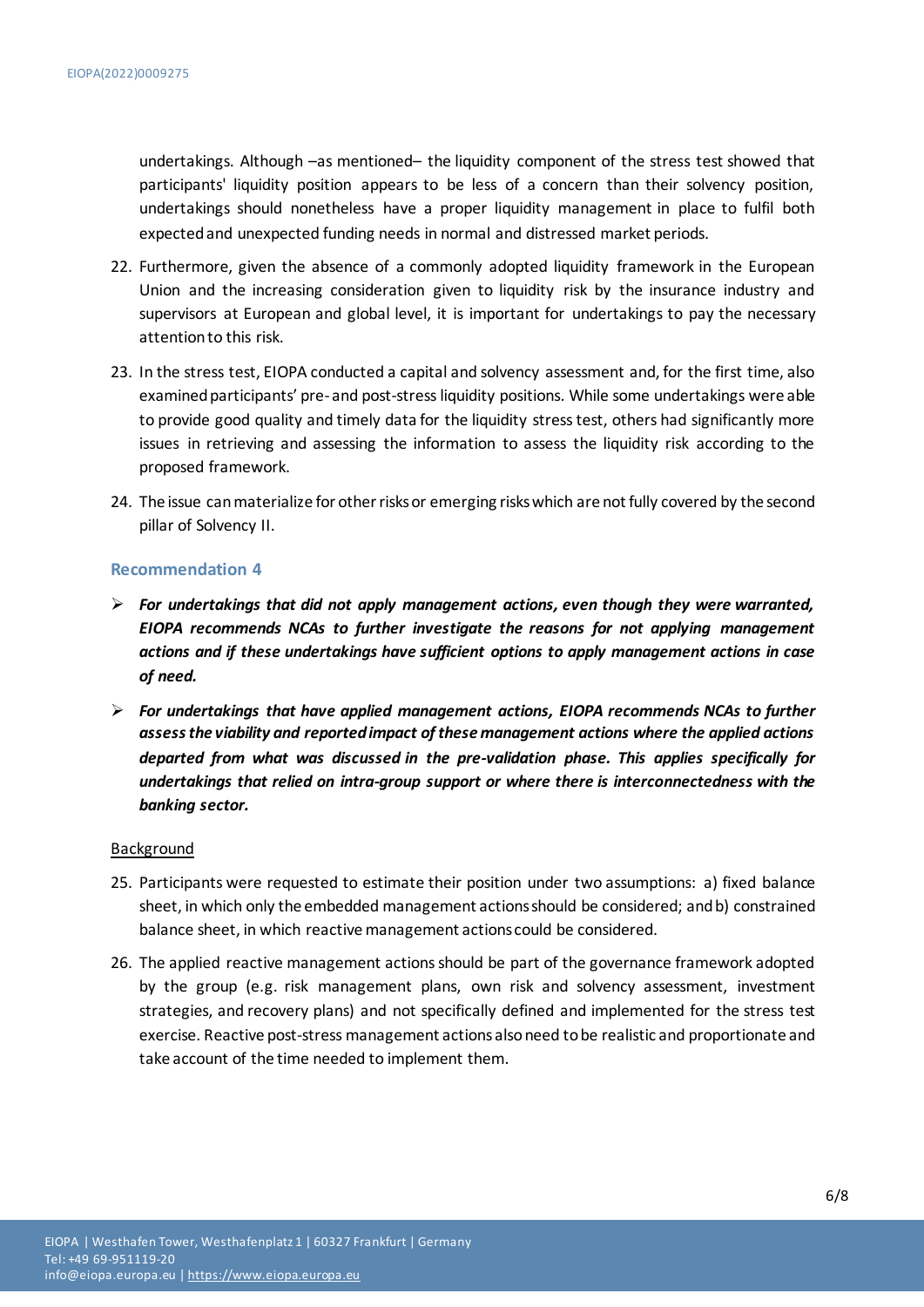undertakings. Although –as mentioned– the liquidity component of the stress test showed that participants' liquidity position appears to be less of a concern than their solvency position, undertakings should nonetheless have a proper liquidity management in place to fulfil both expected and unexpected funding needs in normal and distressed market periods.

22. Furthermore, given the absence of a commonly adopted liquidity framework in the European Union and the increasing consideration given to liquidity risk by the insurance industry and supervisors at European and global level, it is important for undertakings to pay the necessary attention to this risk.

23. In the stress test, EIOPA conducted a capital and solvency assessment and, for the first time, also examined participants' pre- and post-stress liquidity positions. While some undertakings were able to provide good quality and timely data for the liquidity stress test, others had significantly more issues in retrieving and assessing the information to assess the liquidity risk according to the proposed framework.

24. The issue can materialize for other risks or emerging risks which are not fully covered by the second pillar of Solvency II.

### Recommendation 4

- ***For undertakings that did not apply management actions, even though they were warranted, EIOPA recommends NCAs to further investigate the reasons for not applying management actions and if these undertakings have sufficient options to apply management actions in case of need.***
- ***For undertakings that have applied management actions, EIOPA recommends NCAs to further assess the viability and reported impact of these management actions where the applied actions departed from what was discussed in the pre-validation phase. This applies specifically for undertakings that relied on intra-group support or where there is interconnectedness with the banking sector.***

<u>Background</u>

25. Participants were requested to estimate their position under two assumptions: a) fixed balance sheet, in which only the embedded management actions should be considered; and b) constrained balance sheet, in which reactive management actions could be considered.

26. The applied reactive management actions should be part of the governance framework adopted by the group (e.g. risk management plans, own risk and solvency assessment, investment strategies, and recovery plans) and not specifically defined and implemented for the stress test exercise. Reactive post-stress management actions also need to be realistic and proportionate and take account of the time needed to implement them.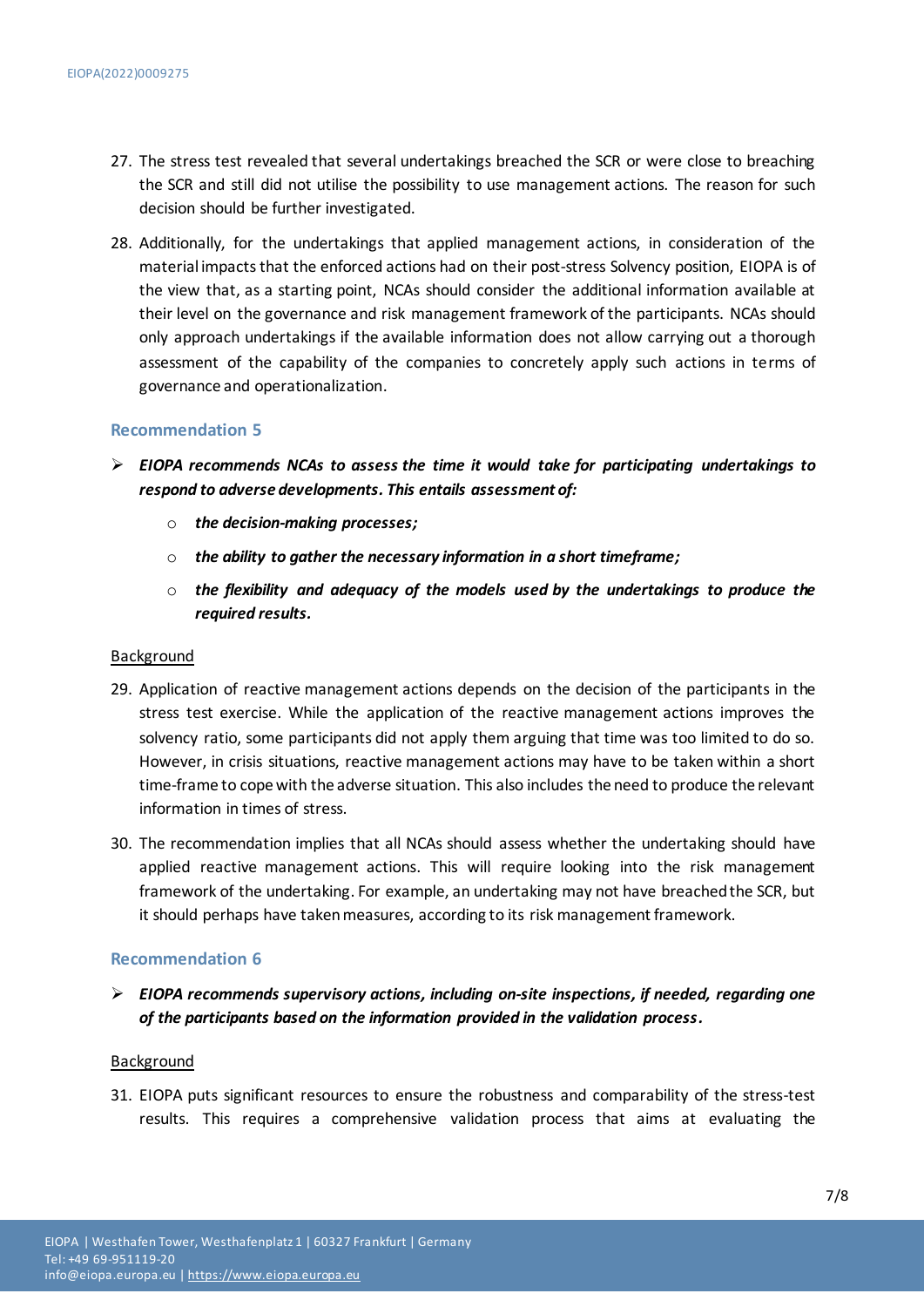27. The stress test revealed that several undertakings breached the SCR or were close to breaching the SCR and still did not utilise the possibility to use management actions. The reason for such decision should be further investigated.

28. Additionally, for the undertakings that applied management actions, in consideration of the material impacts that the enforced actions had on their post-stress Solvency position, EIOPA is of the view that, as a starting point, NCAs should consider the additional information available at their level on the governance and risk management framework of the participants. NCAs should only approach undertakings if the available information does not allow carrying out a thorough assessment of the capability of the companies to concretely apply such actions in terms of governance and operationalization.

### Recommendation 5

- ***EIOPA recommends NCAs to assess the time it would take for participating undertakings to respond to adverse developments. This entails assessment of:***
  - ***the decision-making processes;***
  - ***the ability to gather the necessary information in a short timeframe;***
  - ***the flexibility and adequacy of the models used by the undertakings to produce the required results.***

<u>Background</u>

29. Application of reactive management actions depends on the decision of the participants in the stress test exercise. While the application of the reactive management actions improves the solvency ratio, some participants did not apply them arguing that time was too limited to do so. However, in crisis situations, reactive management actions may have to be taken within a short time-frame to cope with the adverse situation. This also includes the need to produce the relevant information in times of stress.

30. The recommendation implies that all NCAs should assess whether the undertaking should have applied reactive management actions. This will require looking into the risk management framework of the undertaking. For example, an undertaking may not have breached the SCR, but it should perhaps have taken measures, according to its risk management framework.

### Recommendation 6

- ***EIOPA recommends supervisory actions, including on-site inspections, if needed, regarding one of the participants based on the information provided in the validation process.***

<u>Background</u>

31. EIOPA puts significant resources to ensure the robustness and comparability of the stress-test results. This requires a comprehensive validation process that aims at evaluating the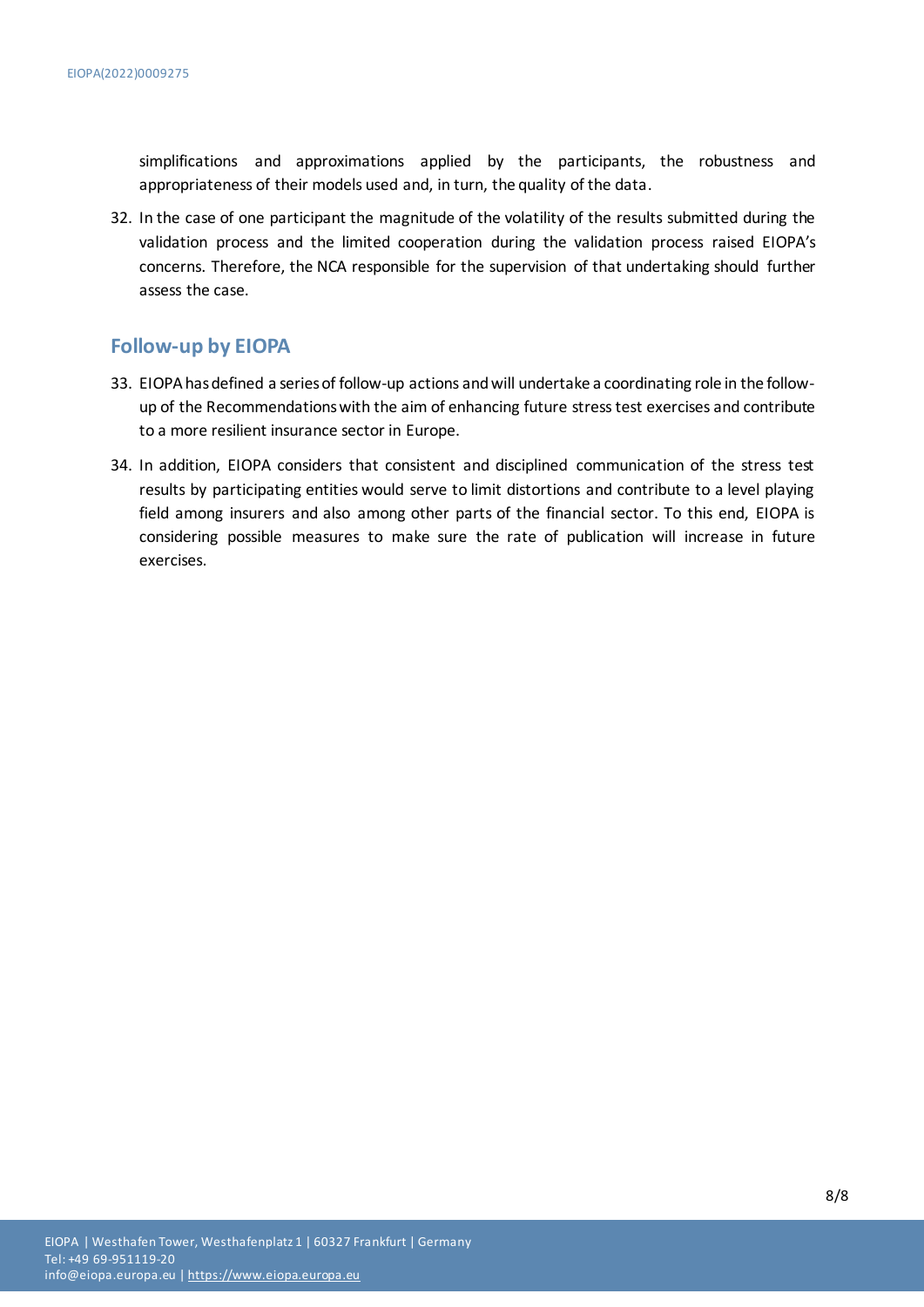simplifications and approximations applied by the participants, the robustness and appropriateness of their models used and, in turn, the quality of the data.

32. In the case of one participant the magnitude of the volatility of the results submitted during the validation process and the limited cooperation during the validation process raised EIOPA's concerns. Therefore, the NCA responsible for the supervision of that undertaking should further assess the case.

## Follow-up by EIOPA

33. EIOPA has defined a series of follow-up actions and will undertake a coordinating role in the follow-up of the Recommendations with the aim of enhancing future stress test exercises and contribute to a more resilient insurance sector in Europe.

34. In addition, EIOPA considers that consistent and disciplined communication of the stress test results by participating entities would serve to limit distortions and contribute to a level playing field among insurers and also among other parts of the financial sector. To this end, EIOPA is considering possible measures to make sure the rate of publication will increase in future exercises.